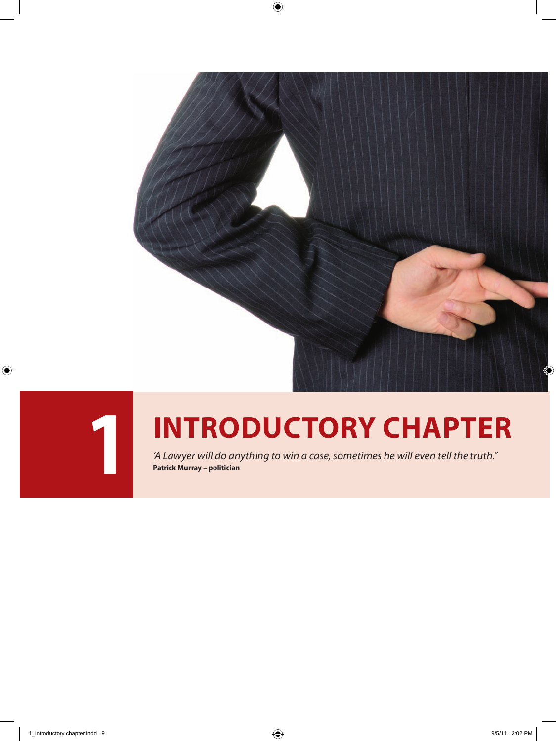# 1 INTRODUCTORY CHAPTER

*'A Lawyer will do anything to win a case, sometimes he will even tell the truth."*
**Patrick Murray – politician**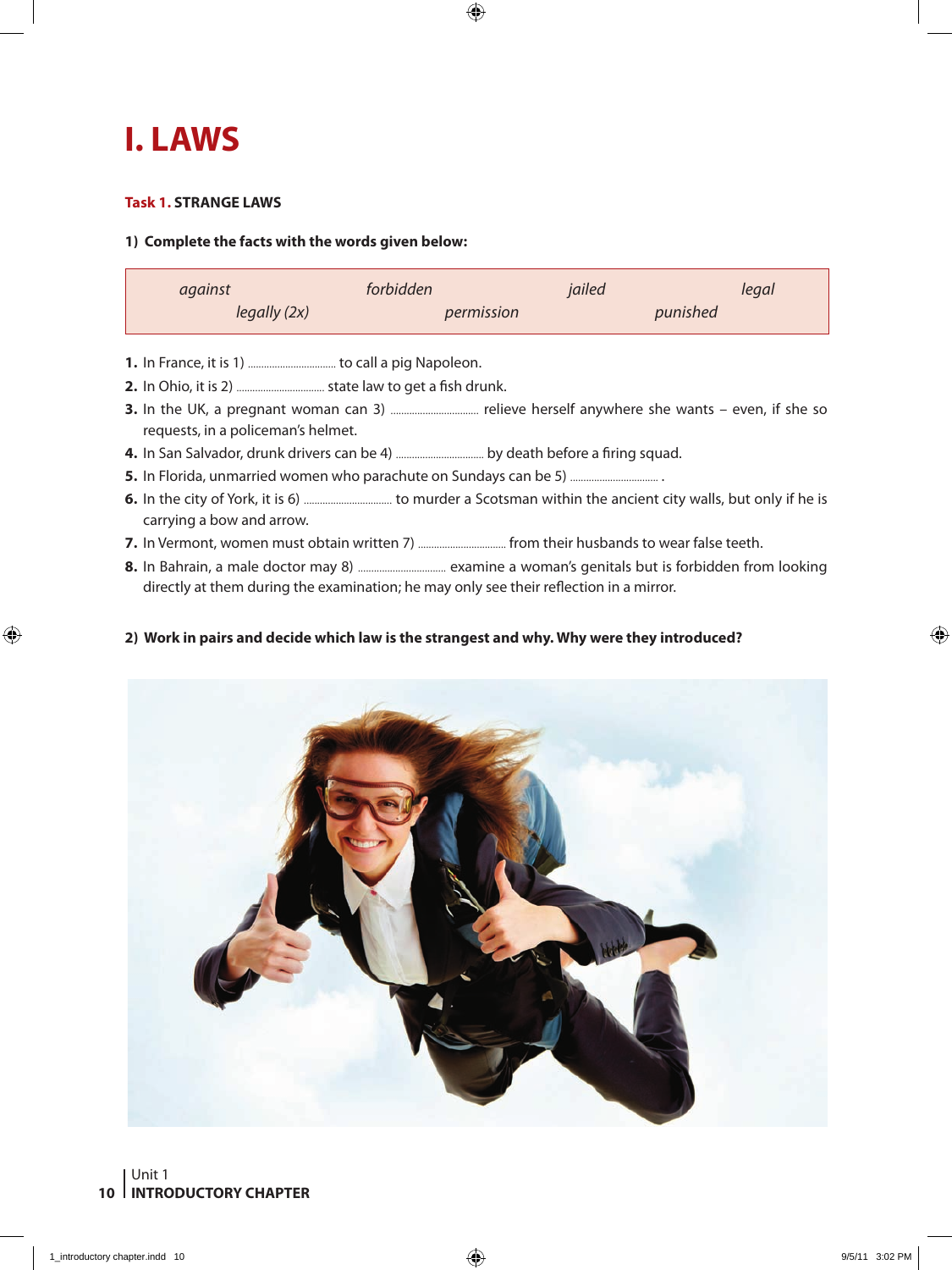# I. LAWS

## Task 1. STRANGE LAWS

**1) Complete the facts with the words given below:**

| *against* | *forbidden* | *jailed* | *legal* |
|---|---|---|---|
| *legally (2x)* | *permission* | *punished* | |

1. In France, it is 1) ................................ to call a pig Napoleon.
2. In Ohio, it is 2) ................................ state law to get a fish drunk.
3. In the UK, a pregnant woman can 3) ................................ relieve herself anywhere she wants – even, if she so requests, in a policeman's helmet.
4. In San Salvador, drunk drivers can be 4) ................................ by death before a firing squad.
5. In Florida, unmarried women who parachute on Sundays can be 5) ................................ .
6. In the city of York, it is 6) ................................ to murder a Scotsman within the ancient city walls, but only if he is carrying a bow and arrow.
7. In Vermont, women must obtain written 7) ................................ from their husbands to wear false teeth.
8. In Bahrain, a male doctor may 8) ................................ examine a woman's genitals but is forbidden from looking directly at them during the examination; he may only see their reflection in a mirror.

**2) Work in pairs and decide which law is the strangest and why. Why were they introduced?**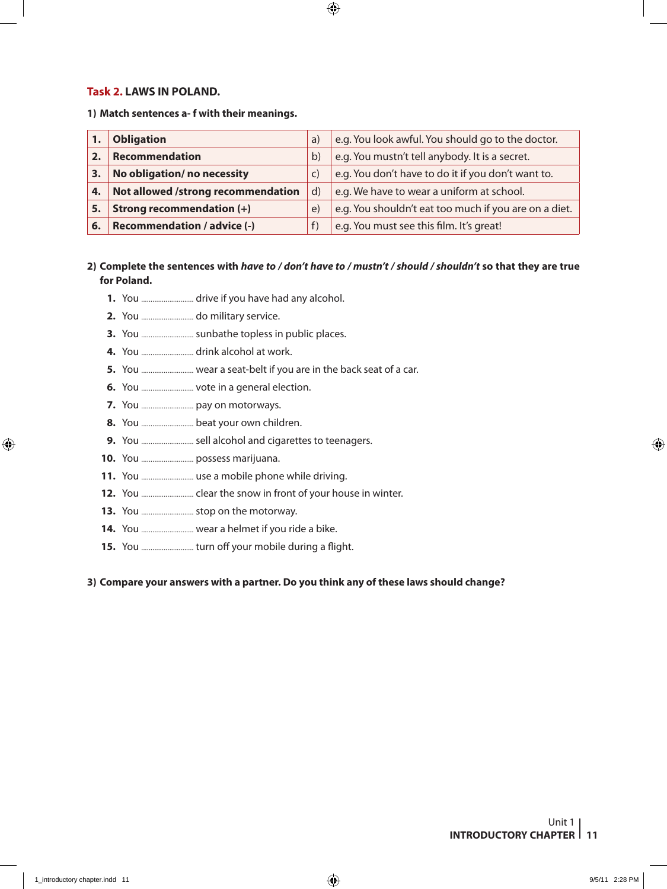## Task 2. LAWS IN POLAND.

**1) Match sentences a- f with their meanings.**

| | | | |
|---|---|---|---|
| **1.** | **Obligation** | a) | e.g. You look awful. You should go to the doctor. |
| **2.** | **Recommendation** | b) | e.g. You mustn't tell anybody. It is a secret. |
| **3.** | **No obligation/ no necessity** | c) | e.g. You don't have to do it if you don't want to. |
| **4.** | **Not allowed /strong recommendation** | d) | e.g. We have to wear a uniform at school. |
| **5.** | **Strong recommendation (+)** | e) | e.g. You shouldn't eat too much if you are on a diet. |
| **6.** | **Recommendation / advice (-)** | f) | e.g. You must see this film. It's great! |

**2) Complete the sentences with *have to / don't have to / mustn't / should / shouldn't* so that they are true for Poland.**

1. You .......................... drive if you have had any alcohol.
2. You .......................... do military service.
3. You .......................... sunbathe topless in public places.
4. You .......................... drink alcohol at work.
5. You .......................... wear a seat-belt if you are in the back seat of a car.
6. You .......................... vote in a general election.
7. You .......................... pay on motorways.
8. You .......................... beat your own children.
9. You .......................... sell alcohol and cigarettes to teenagers.
10. You .......................... possess marijuana.
11. You .......................... use a mobile phone while driving.
12. You .......................... clear the snow in front of your house in winter.
13. You .......................... stop on the motorway.
14. You .......................... wear a helmet if you ride a bike.
15. You .......................... turn off your mobile during a flight.

**3) Compare your answers with a partner. Do you think any of these laws should change?**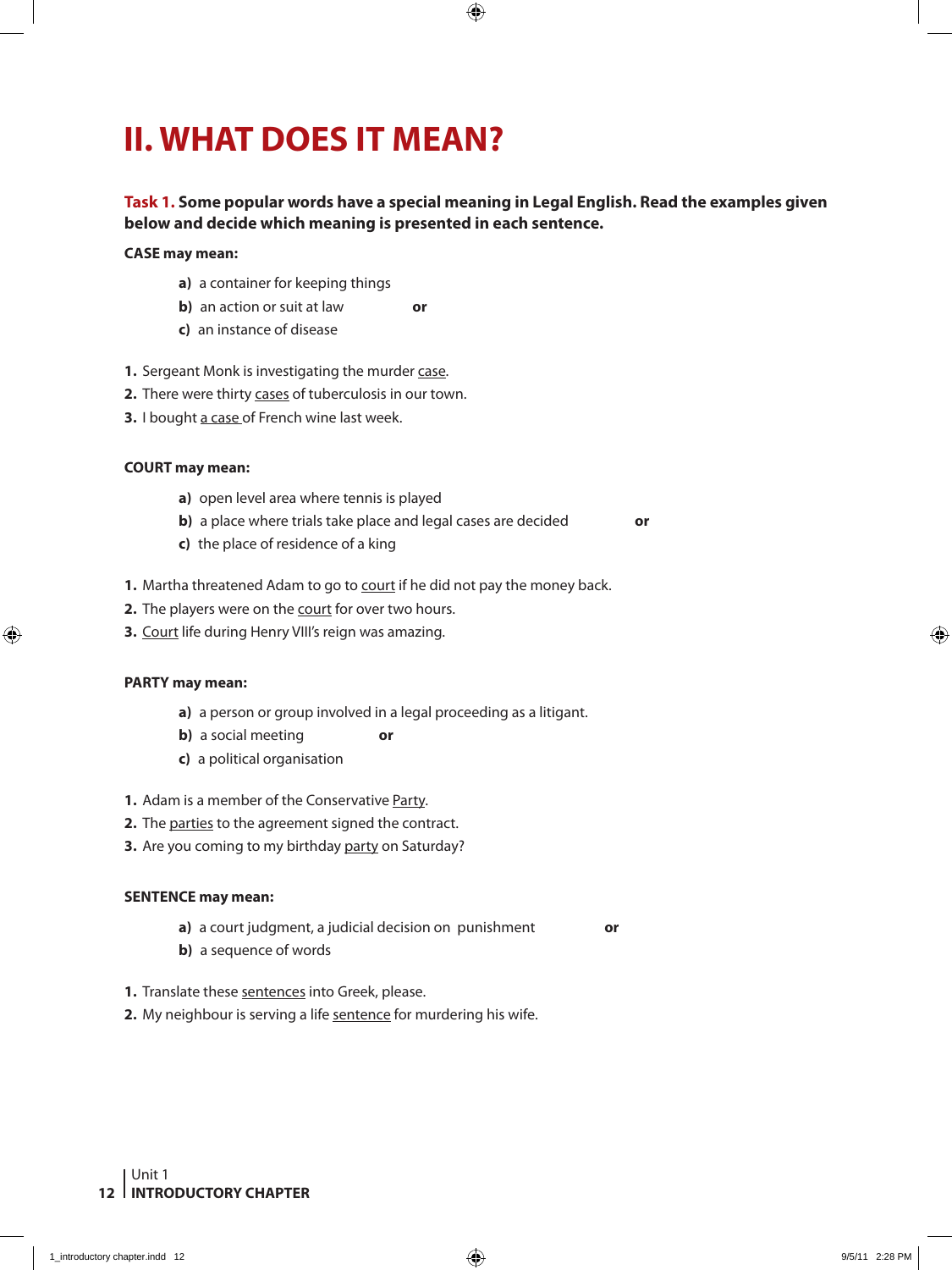# II. WHAT DOES IT MEAN?

**Task 1. Some popular words have a special meaning in Legal English. Read the examples given below and decide which meaning is presented in each sentence.**

**CASE may mean:**

- **a)** a container for keeping things
- **b)** an action or suit at law **or**
- **c)** an instance of disease

1. Sergeant Monk is investigating the murder <u>case</u>.
2. There were thirty <u>cases</u> of tuberculosis in our town.
3. I bought <u>a case</u> of French wine last week.

**COURT may mean:**

- **a)** open level area where tennis is played
- **b)** a place where trials take place and legal cases are decided **or**
- **c)** the place of residence of a king

1. Martha threatened Adam to go to <u>court</u> if he did not pay the money back.
2. The players were on the <u>court</u> for over two hours.
3. <u>Court</u> life during Henry VIII's reign was amazing.

**PARTY may mean:**

- **a)** a person or group involved in a legal proceeding as a litigant.
- **b)** a social meeting **or**
- **c)** a political organisation

1. Adam is a member of the Conservative <u>Party</u>.
2. The <u>parties</u> to the agreement signed the contract.
3. Are you coming to my birthday <u>party</u> on Saturday?

**SENTENCE may mean:**

- **a)** a court judgment, a judicial decision on punishment **or**
- **b)** a sequence of words

1. Translate these <u>sentences</u> into Greek, please.
2. My neighbour is serving a life <u>sentence</u> for murdering his wife.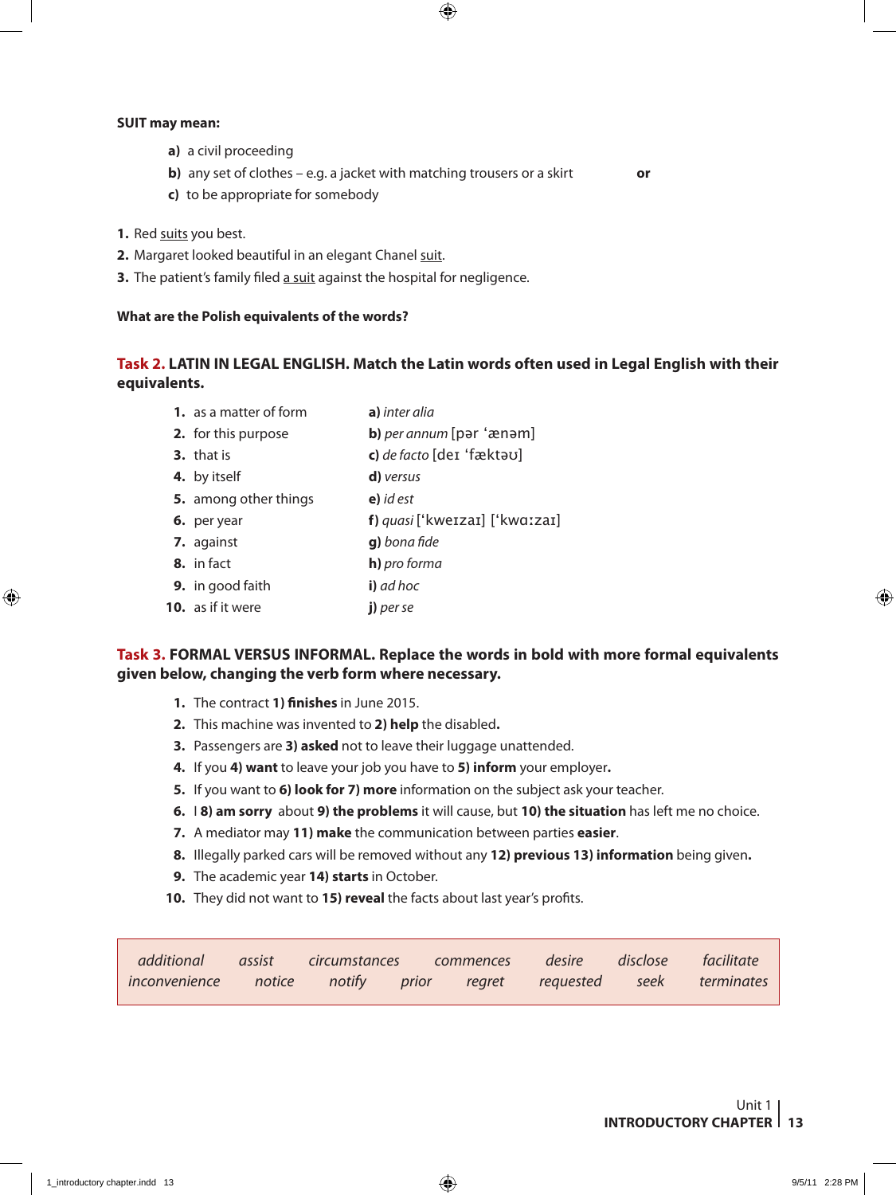**SUIT may mean:**

- **a)** a civil proceeding
- **b)** any set of clothes – e.g. a jacket with matching trousers or a skirt **or**
- **c)** to be appropriate for somebody

1. Red suits you best.
2. Margaret looked beautiful in an elegant Chanel suit.
3. The patient's family filed a suit against the hospital for negligence.

**What are the Polish equivalents of the words?**

**Task 2. LATIN IN LEGAL ENGLISH. Match the Latin words often used in Legal English with their equivalents.**

| | |
|---|---|
| **1.** as a matter of form | **a)** *inter alia* |
| **2.** for this purpose | **b)** *per annum* [pər ˈænəm] |
| **3.** that is | **c)** *de facto* [deɪ ˈfæktəʊ] |
| **4.** by itself | **d)** *versus* |
| **5.** among other things | **e)** *id est* |
| **6.** per year | **f)** *quasi* [ˈkweɪzaɪ] [ˈkwɑːzaɪ] |
| **7.** against | **g)** *bona fide* |
| **8.** in fact | **h)** *pro forma* |
| **9.** in good faith | **i)** *ad hoc* |
| **10.** as if it were | **j)** *per se* |

**Task 3. FORMAL VERSUS INFORMAL. Replace the words in bold with more formal equivalents given below, changing the verb form where necessary.**

1. The contract **1) finishes** in June 2015.
2. This machine was invented to **2) help** the disabled.
3. Passengers are **3) asked** not to leave their luggage unattended.
4. If you **4) want** to leave your job you have to **5) inform** your employer.
5. If you want to **6) look for 7) more** information on the subject ask your teacher.
6. I **8) am sorry** about **9) the problems** it will cause, but **10) the situation** has left me no choice.
7. A mediator may **11) make** the communication between parties **easier**.
8. Illegally parked cars will be removed without any **12) previous 13) information** being given.
9. The academic year **14) starts** in October.
10. They did not want to **15) reveal** the facts about last year's profits.

| | | | | | | |
|---|---|---|---|---|---|---|
| *additional* | *assist* | *circumstances* | *commences* | *desire* | *disclose* | *facilitate* |
| *inconvenience* | *notice* | *notify* | *prior* | *regret* | *requested* | *seek* |
| *terminates* | | | | | | |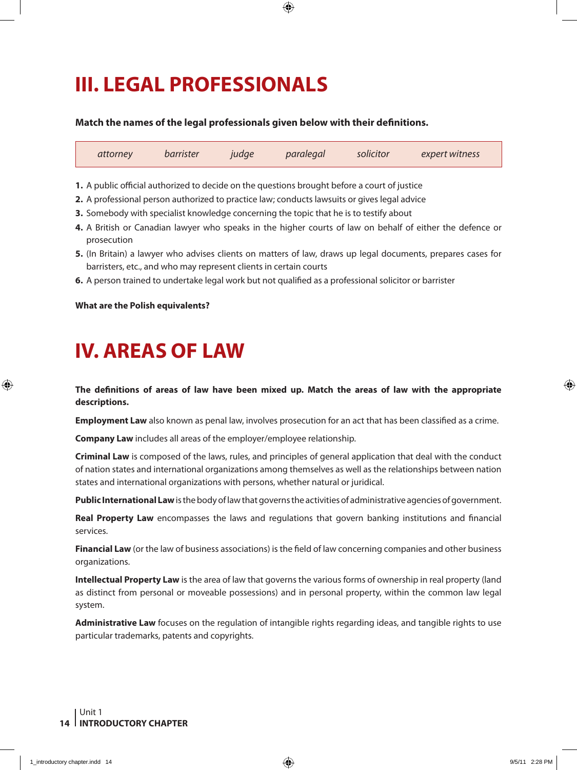# III. LEGAL PROFESSIONALS

**Match the names of the legal professionals given below with their definitions.**

| *attorney* | *barrister* | *judge* | *paralegal* | *solicitor* | *expert witness* |
|---|---|---|---|---|---|

1. A public official authorized to decide on the questions brought before a court of justice
2. A professional person authorized to practice law; conducts lawsuits or gives legal advice
3. Somebody with specialist knowledge concerning the topic that he is to testify about
4. A British or Canadian lawyer who speaks in the higher courts of law on behalf of either the defence or prosecution
5. (In Britain) a lawyer who advises clients on matters of law, draws up legal documents, prepares cases for barristers, etc., and who may represent clients in certain courts
6. A person trained to undertake legal work but not qualified as a professional solicitor or barrister

**What are the Polish equivalents?**

# IV. AREAS OF LAW

**The definitions of areas of law have been mixed up. Match the areas of law with the appropriate descriptions.**

**Employment Law** also known as penal law, involves prosecution for an act that has been classified as a crime.

**Company Law** includes all areas of the employer/employee relationship.

**Criminal Law** is composed of the laws, rules, and principles of general application that deal with the conduct of nation states and international organizations among themselves as well as the relationships between nation states and international organizations with persons, whether natural or juridical.

**Public International Law** is the body of law that governs the activities of administrative agencies of government.

**Real Property Law** encompasses the laws and regulations that govern banking institutions and financial services.

**Financial Law** (or the law of business associations) is the field of law concerning companies and other business organizations.

**Intellectual Property Law** is the area of law that governs the various forms of ownership in real property (land as distinct from personal or moveable possessions) and in personal property, within the common law legal system.

**Administrative Law** focuses on the regulation of intangible rights regarding ideas, and tangible rights to use particular trademarks, patents and copyrights.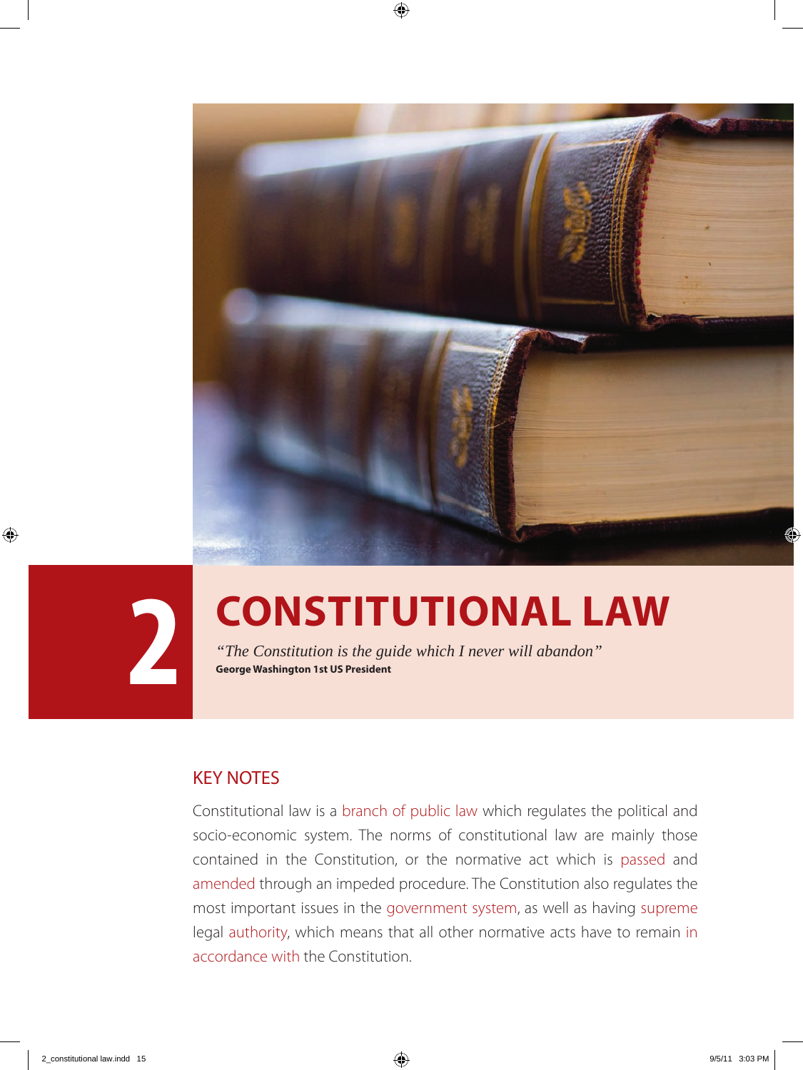# 2 CONSTITUTIONAL LAW

*"The Constitution is the guide which I never will abandon"*
**George Washington 1st US President**

## KEY NOTES

Constitutional law is a branch of public law which regulates the political and socio-economic system. The norms of constitutional law are mainly those contained in the Constitution, or the normative act which is passed and amended through an impeded procedure. The Constitution also regulates the most important issues in the government system, as well as having supreme legal authority, which means that all other normative acts have to remain in accordance with the Constitution.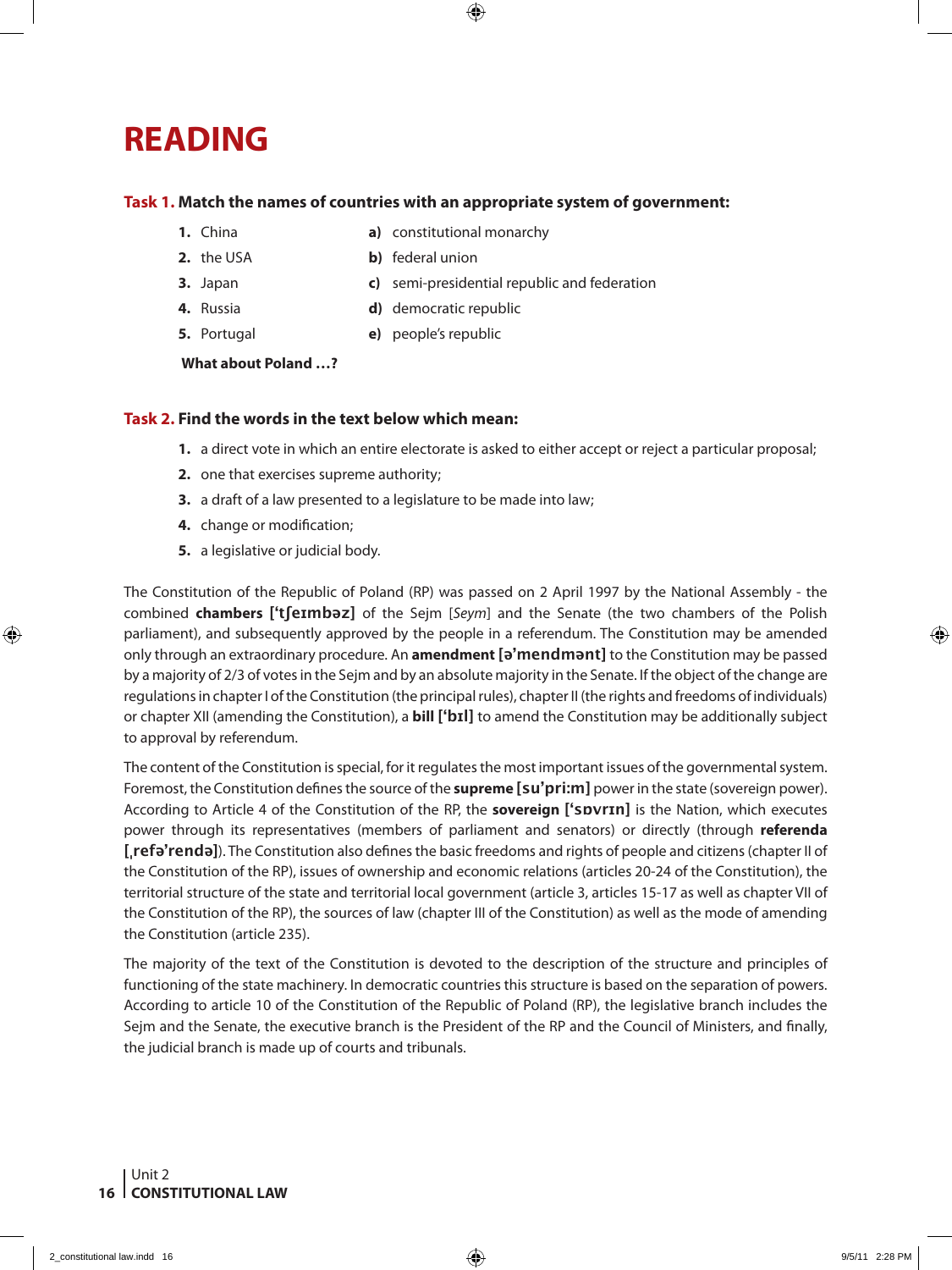# READING

**Task 1. Match the names of countries with an appropriate system of government:**

1. China
2. the USA
3. Japan
4. Russia
5. Portugal

a) constitutional monarchy
b) federal union
c) semi-presidential republic and federation
d) democratic republic
e) people's republic

**What about Poland …?**

**Task 2. Find the words in the text below which mean:**

1. a direct vote in which an entire electorate is asked to either accept or reject a particular proposal;
2. one that exercises supreme authority;
3. a draft of a law presented to a legislature to be made into law;
4. change or modification;
5. a legislative or judicial body.

The Constitution of the Republic of Poland (RP) was passed on 2 April 1997 by the National Assembly - the combined **chambers [ˈtʃeɪmbəz]** of the Sejm [*Seym*] and the Senate (the two chambers of the Polish parliament), and subsequently approved by the people in a referendum. The Constitution may be amended only through an extraordinary procedure. An **amendment [əˈmendmənt]** to the Constitution may be passed by a majority of 2/3 of votes in the Sejm and by an absolute majority in the Senate. If the object of the change are regulations in chapter I of the Constitution (the principal rules), chapter II (the rights and freedoms of individuals) or chapter XII (amending the Constitution), a **bill [ˈbɪl]** to amend the Constitution may be additionally subject to approval by referendum.

The content of the Constitution is special, for it regulates the most important issues of the governmental system. Foremost, the Constitution defines the source of the **supreme [suˈpriːm]** power in the state (sovereign power). According to Article 4 of the Constitution of the RP, the **sovereign [ˈsɒvrɪn]** is the Nation, which executes power through its representatives (members of parliament and senators) or directly (through **referenda [ˌrefəˈrendə]**). The Constitution also defines the basic freedoms and rights of people and citizens (chapter II of the Constitution of the RP), issues of ownership and economic relations (articles 20-24 of the Constitution), the territorial structure of the state and territorial local government (article 3, articles 15-17 as well as chapter VII of the Constitution of the RP), the sources of law (chapter III of the Constitution) as well as the mode of amending the Constitution (article 235).

The majority of the text of the Constitution is devoted to the description of the structure and principles of functioning of the state machinery. In democratic countries this structure is based on the separation of powers. According to article 10 of the Constitution of the Republic of Poland (RP), the legislative branch includes the Sejm and the Senate, the executive branch is the President of the RP and the Council of Ministers, and finally, the judicial branch is made up of courts and tribunals.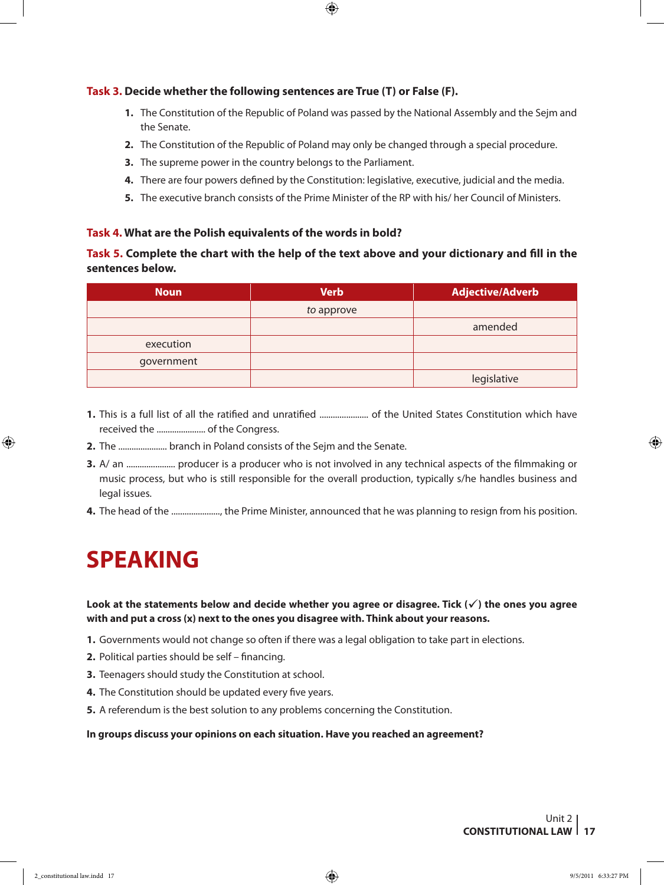**Task 3. Decide whether the following sentences are True (T) or False (F).**

1. The Constitution of the Republic of Poland was passed by the National Assembly and the Sejm and the Senate.
2. The Constitution of the Republic of Poland may only be changed through a special procedure.
3. The supreme power in the country belongs to the Parliament.
4. There are four powers defined by the Constitution: legislative, executive, judicial and the media.
5. The executive branch consists of the Prime Minister of the RP with his/ her Council of Ministers.

**Task 4. What are the Polish equivalents of the words in bold?**

**Task 5. Complete the chart with the help of the text above and your dictionary and fill in the sentences below.**

| Noun | Verb | Adjective/Adverb |
| --- | --- | --- |
| | *to* approve | |
| | | amended |
| execution | | |
| government | | |
| | | legislative |

1. This is a full list of all the ratified and unratified ...................... of the United States Constitution which have received the ...................... of the Congress.
2. The ...................... branch in Poland consists of the Sejm and the Senate.
3. A/ an ...................... producer is a producer who is not involved in any technical aspects of the filmmaking or music process, but who is still responsible for the overall production, typically s/he handles business and legal issues.
4. The head of the ......................, the Prime Minister, announced that he was planning to resign from his position.

# SPEAKING

**Look at the statements below and decide whether you agree or disagree. Tick (✓) the ones you agree with and put a cross (x) next to the ones you disagree with. Think about your reasons.**

1. Governments would not change so often if there was a legal obligation to take part in elections.
2. Political parties should be self – financing.
3. Teenagers should study the Constitution at school.
4. The Constitution should be updated every five years.
5. A referendum is the best solution to any problems concerning the Constitution.

**In groups discuss your opinions on each situation. Have you reached an agreement?**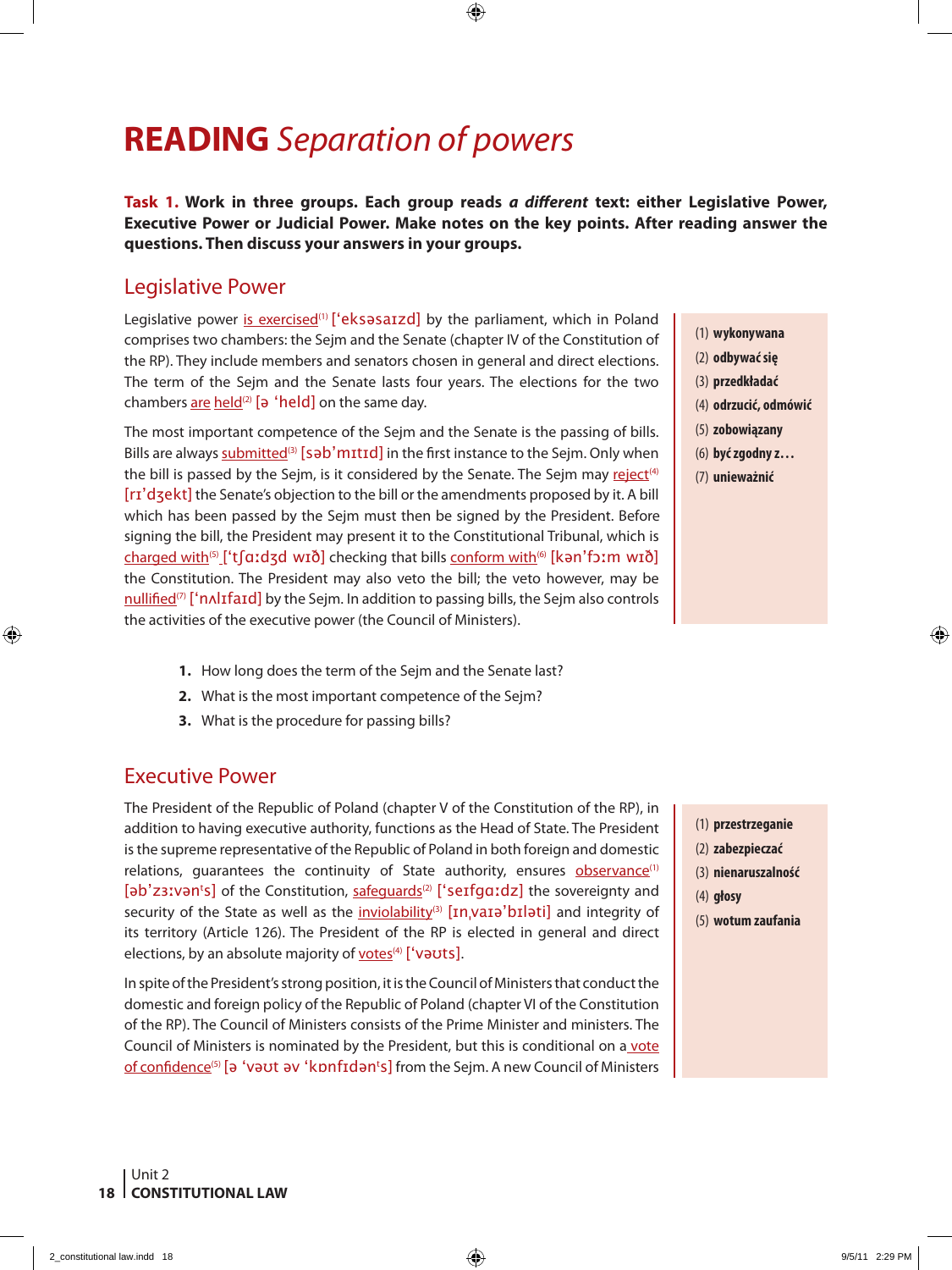# READING *Separation of powers*

**Task 1. Work in three groups. Each group reads *a different* text: either Legislative Power, Executive Power or Judicial Power. Make notes on the key points. After reading answer the questions. Then discuss your answers in your groups.**

## Legislative Power

Legislative power is exercised[1] [ˈeksəsaɪzd] by the parliament, which in Poland comprises two chambers: the Sejm and the Senate (chapter IV of the Constitution of the RP). They include members and senators chosen in general and direct elections. The term of the Sejm and the Senate lasts four years. The elections for the two chambers are held[2] [ə ˈheld] on the same day.

The most important competence of the Sejm and the Senate is the passing of bills. Bills are always submitted[3] [səbˈmɪtɪd] in the first instance to the Sejm. Only when the bill is passed by the Sejm, is it considered by the Senate. The Sejm may reject[4] [rɪˈdʒekt] the Senate's objection to the bill or the amendments proposed by it. A bill which has been passed by the Sejm must then be signed by the President. Before signing the bill, the President may present it to the Constitutional Tribunal, which is charged with[5] [ˈtʃɑːdʒd wɪð] checking that bills conform with[6] [kənˈfɔːm wɪð] the Constitution. The President may also veto the bill; the veto however, may be nullified[7] [ˈnʌlɪfaɪd] by the Sejm. In addition to passing bills, the Sejm also controls the activities of the executive power (the Council of Ministers).

(1) **wykonywana**
(2) **odbywać się**
(3) **przedkładać**
(4) **odrzucić, odmówić**
(5) **zobowiązany**
(6) **być zgodny z…**
(7) **unieważnić**

1. How long does the term of the Sejm and the Senate last?
2. What is the most important competence of the Sejm?
3. What is the procedure for passing bills?

## Executive Power

The President of the Republic of Poland (chapter V of the Constitution of the RP), in addition to having executive authority, functions as the Head of State. The President is the supreme representative of the Republic of Poland in both foreign and domestic relations, guarantees the continuity of State authority, ensures observance[1] [əbˈzɜːvənˈs] of the Constitution, safeguards[2] [ˈseɪfgɑːdz] the sovereignty and security of the State as well as the inviolability[3] [ɪnˌvaɪəˈbɪləti] and integrity of its territory (Article 126). The President of the RP is elected in general and direct elections, by an absolute majority of votes[4] [ˈvəʊts].

In spite of the President's strong position, it is the Council of Ministers that conduct the domestic and foreign policy of the Republic of Poland (chapter VI of the Constitution of the RP). The Council of Ministers consists of the Prime Minister and ministers. The Council of Ministers is nominated by the President, but this is conditional on a vote of confidence[5] [ə ˈvəʊt əv ˈkɒnfɪdənˈs] from the Sejm. A new Council of Ministers

(1) **przestrzeganie**
(2) **zabezpieczać**
(3) **nienaruszalność**
(4) **głosy**
(5) **wotum zaufania**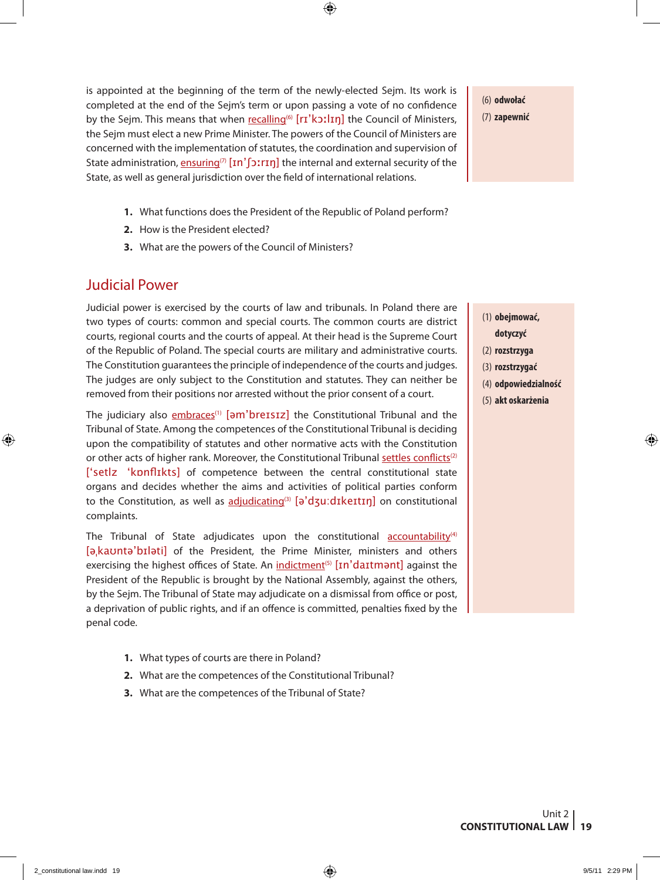is appointed at the beginning of the term of the newly-elected Sejm. Its work is completed at the end of the Sejm's term or upon passing a vote of no confidence by the Sejm. This means that when recalling[6] [rɪ'kɔːlɪŋ] the Council of Ministers, the Sejm must elect a new Prime Minister. The powers of the Council of Ministers are concerned with the implementation of statutes, the coordination and supervision of State administration, ensuring[7] [ɪn'ʃɔːrɪŋ] the internal and external security of the State, as well as general jurisdiction over the field of international relations.

(6) **odwołać**
(7) **zapewnić**

1. What functions does the President of the Republic of Poland perform?
2. How is the President elected?
3. What are the powers of the Council of Ministers?

## Judicial Power

Judicial power is exercised by the courts of law and tribunals. In Poland there are two types of courts: common and special courts. The common courts are district courts, regional courts and the courts of appeal. At their head is the Supreme Court of the Republic of Poland. The special courts are military and administrative courts. The Constitution guarantees the principle of independence of the courts and judges. The judges are only subject to the Constitution and statutes. They can neither be removed from their positions nor arrested without the prior consent of a court.

The judiciary also embraces[1] [əm'breɪsɪz] the Constitutional Tribunal and the Tribunal of State. Among the competences of the Constitutional Tribunal is deciding upon the compatibility of statutes and other normative acts with the Constitution or other acts of higher rank. Moreover, the Constitutional Tribunal settles conflicts[2] ['setlz 'kɒnflɪkts] of competence between the central constitutional state organs and decides whether the aims and activities of political parties conform to the Constitution, as well as adjudicating[3] [ə'dʒuːdɪkeɪtɪŋ] on constitutional complaints.

The Tribunal of State adjudicates upon the constitutional accountability[4] [əˌkaʊntə'bɪləti] of the President, the Prime Minister, ministers and others exercising the highest offices of State. An indictment[5] [ɪn'daɪtmənt] against the President of the Republic is brought by the National Assembly, against the others, by the Sejm. The Tribunal of State may adjudicate on a dismissal from office or post, a deprivation of public rights, and if an offence is committed, penalties fixed by the penal code.

(1) **obejmować, dotyczyć**
(2) **rozstrzyga**
(3) **rozstrzygać**
(4) **odpowiedzialność**
(5) **akt oskarżenia**

1. What types of courts are there in Poland?
2. What are the competences of the Constitutional Tribunal?
3. What are the competences of the Tribunal of State?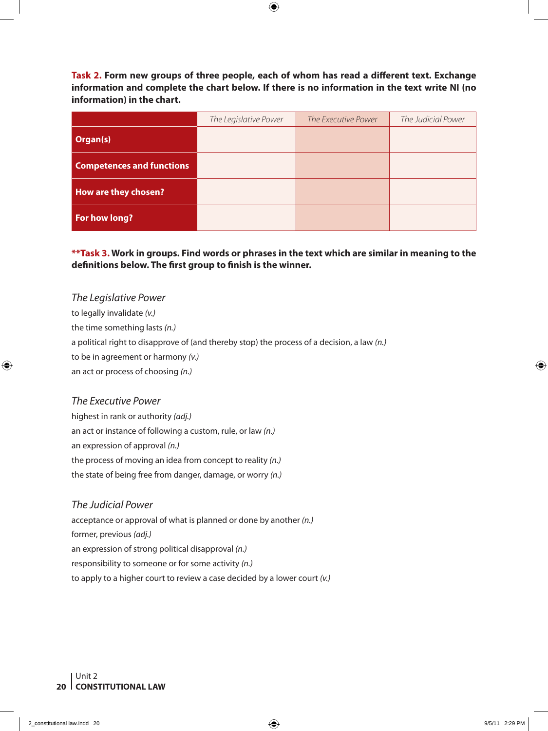**Task 2.** **Form new groups of three people, each of whom has read a different text. Exchange information and complete the chart below. If there is no information in the text write NI (no information) in the chart.**

| | *The Legislative Power* | *The Executive Power* | *The Judicial Power* |
|---|---|---|---|
| **Organ(s)** | | | |
| **Competences and functions** | | | |
| **How are they chosen?** | | | |
| **For how long?** | | | |

**\*\*Task 3. Work in groups. Find words or phrases in the text which are similar in meaning to the definitions below. The first group to finish is the winner.**

*The Legislative Power*

to legally invalidate *(v.)*

the time something lasts *(n.)*

a political right to disapprove of (and thereby stop) the process of a decision, a law *(n.)*

to be in agreement or harmony *(v.)*

an act or process of choosing *(n.)*

*The Executive Power*

highest in rank or authority *(adj.)*

an act or instance of following a custom, rule, or law *(n.)*

an expression of approval *(n.)*

the process of moving an idea from concept to reality *(n.)*

the state of being free from danger, damage, or worry *(n.)*

*The Judicial Power*

acceptance or approval of what is planned or done by another *(n.)*

former, previous *(adj.)*

an expression of strong political disapproval *(n.)*

responsibility to someone or for some activity *(n.)*

to apply to a higher court to review a case decided by a lower court *(v.)*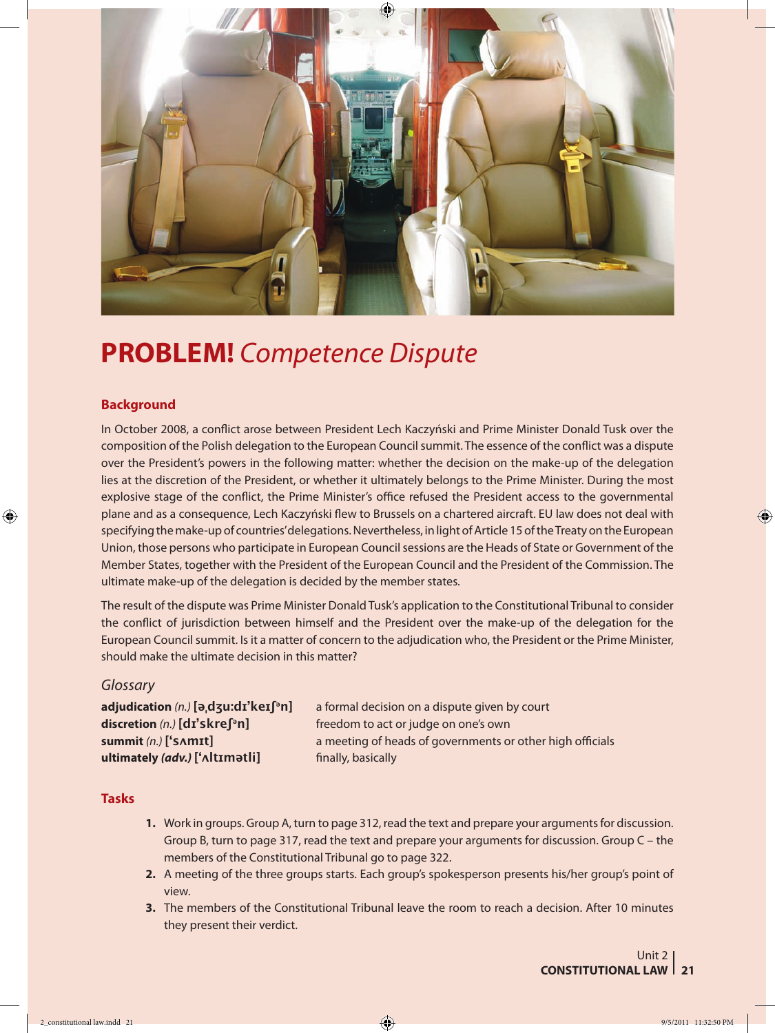# **PROBLEM!** *Competence Dispute*

### Background

In October 2008, a conflict arose between President Lech Kaczyński and Prime Minister Donald Tusk over the composition of the Polish delegation to the European Council summit. The essence of the conflict was a dispute over the President's powers in the following matter: whether the decision on the make-up of the delegation lies at the discretion of the President, or whether it ultimately belongs to the Prime Minister. During the most explosive stage of the conflict, the Prime Minister's office refused the President access to the governmental plane and as a consequence, Lech Kaczyński flew to Brussels on a chartered aircraft. EU law does not deal with specifying the make-up of countries' delegations. Nevertheless, in light of Article 15 of the Treaty on the European Union, those persons who participate in European Council sessions are the Heads of State or Government of the Member States, together with the President of the European Council and the President of the Commission. The ultimate make-up of the delegation is decided by the member states.

The result of the dispute was Prime Minister Donald Tusk's application to the Constitutional Tribunal to consider the conflict of jurisdiction between himself and the President over the make-up of the delegation for the European Council summit. Is it a matter of concern to the adjudication who, the President or the Prime Minister, should make the ultimate decision in this matter?

### *Glossary*

| | |
|---|---|
| **adjudication** *(n.)* **[əˌdʒuːdɪˈkeɪʃᵊn]** | a formal decision on a dispute given by court |
| **discretion** *(n.)* **[dɪˈskreʃᵊn]** | freedom to act or judge on one's own |
| **summit** *(n.)* **[ˈsʌmɪt]** | a meeting of heads of governments or other high officials |
| **ultimately** ***(adv.)*** **[ˈʌltɪmətli]** | finally, basically |

### Tasks

1. Work in groups. Group A, turn to page 312, read the text and prepare your arguments for discussion. Group B, turn to page 317, read the text and prepare your arguments for discussion. Group C – the members of the Constitutional Tribunal go to page 322.
2. A meeting of the three groups starts. Each group's spokesperson presents his/her group's point of view.
3. The members of the Constitutional Tribunal leave the room to reach a decision. After 10 minutes they present their verdict.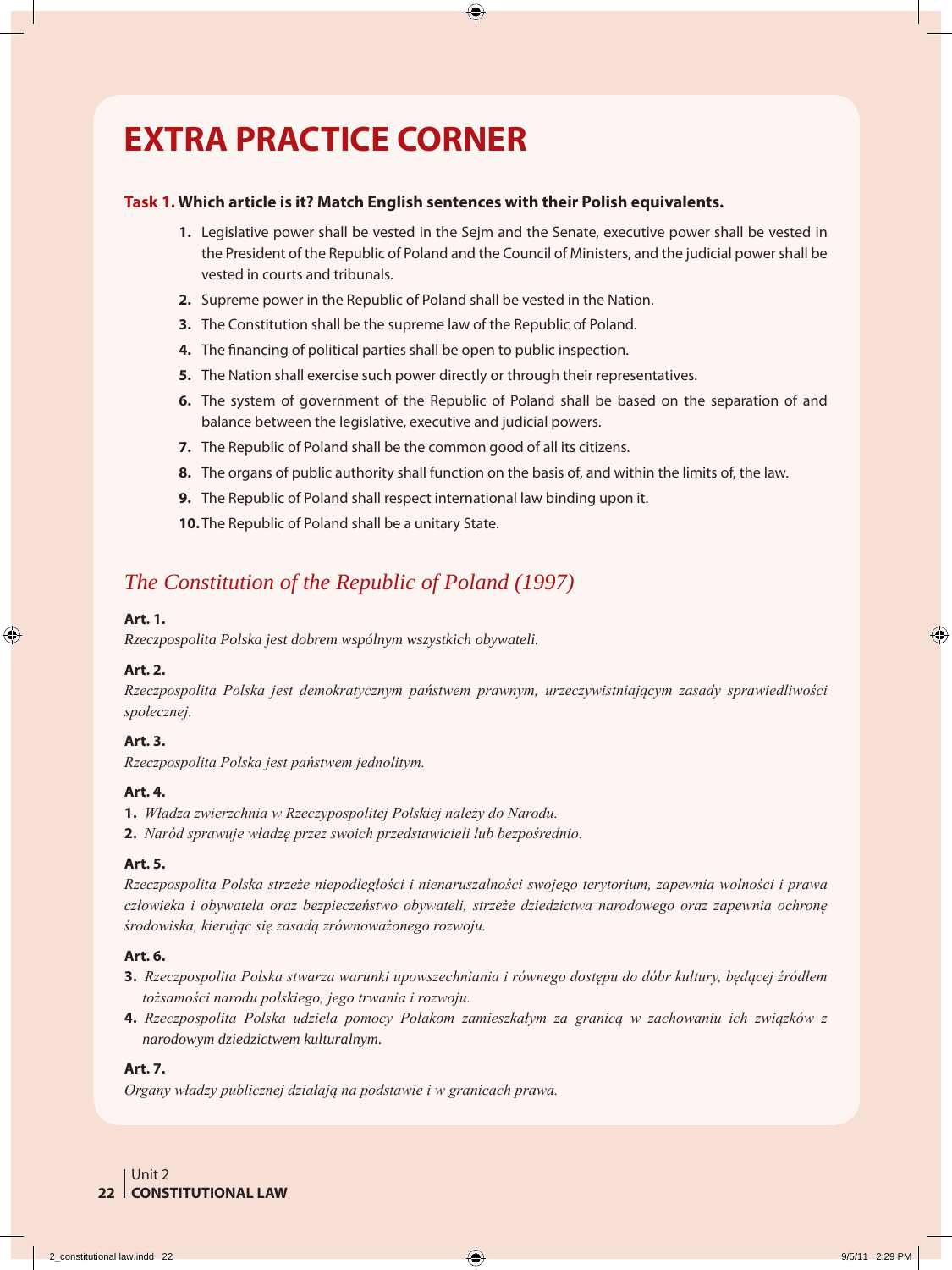# EXTRA PRACTICE CORNER

**Task 1. Which article is it? Match English sentences with their Polish equivalents.**

1. Legislative power shall be vested in the Sejm and the Senate, executive power shall be vested in the President of the Republic of Poland and the Council of Ministers, and the judicial power shall be vested in courts and tribunals.
2. Supreme power in the Republic of Poland shall be vested in the Nation.
3. The Constitution shall be the supreme law of the Republic of Poland.
4. The financing of political parties shall be open to public inspection.
5. The Nation shall exercise such power directly or through their representatives.
6. The system of government of the Republic of Poland shall be based on the separation of and balance between the legislative, executive and judicial powers.
7. The Republic of Poland shall be the common good of all its citizens.
8. The organs of public authority shall function on the basis of, and within the limits of, the law.
9. The Republic of Poland shall respect international law binding upon it.
10. The Republic of Poland shall be a unitary State.

## *The Constitution of the Republic of Poland (1997)*

**Art. 1.**

*Rzeczpospolita Polska jest dobrem wspólnym wszystkich obywateli.*

**Art. 2.**

*Rzeczpospolita Polska jest demokratycznym państwem prawnym, urzeczywistniającym zasady sprawiedliwości społecznej.*

**Art. 3.**

*Rzeczpospolita Polska jest państwem jednolitym.*

**Art. 4.**

1. *Władza zwierzchnia w Rzeczypospolitej Polskiej należy do Narodu.*
2. *Naród sprawuje władzę przez swoich przedstawicieli lub bezpośrednio.*

**Art. 5.**

*Rzeczpospolita Polska strzeże niepodległości i nienaruszalności swojego terytorium, zapewnia wolności i prawa człowieka i obywatela oraz bezpieczeństwo obywateli, strzeże dziedzictwa narodowego oraz zapewnia ochronę środowiska, kierując się zasadą zrównoważonego rozwoju.*

**Art. 6.**

3. *Rzeczpospolita Polska stwarza warunki upowszechniania i równego dostępu do dóbr kultury, będącej źródłem tożsamości narodu polskiego, jego trwania i rozwoju.*
4. *Rzeczpospolita Polska udziela pomocy Polakom zamieszkałym za granicą w zachowaniu ich związków z narodowym dziedzictwem kulturalnym.*

**Art. 7.**

*Organy władzy publicznej działają na podstawie i w granicach prawa.*